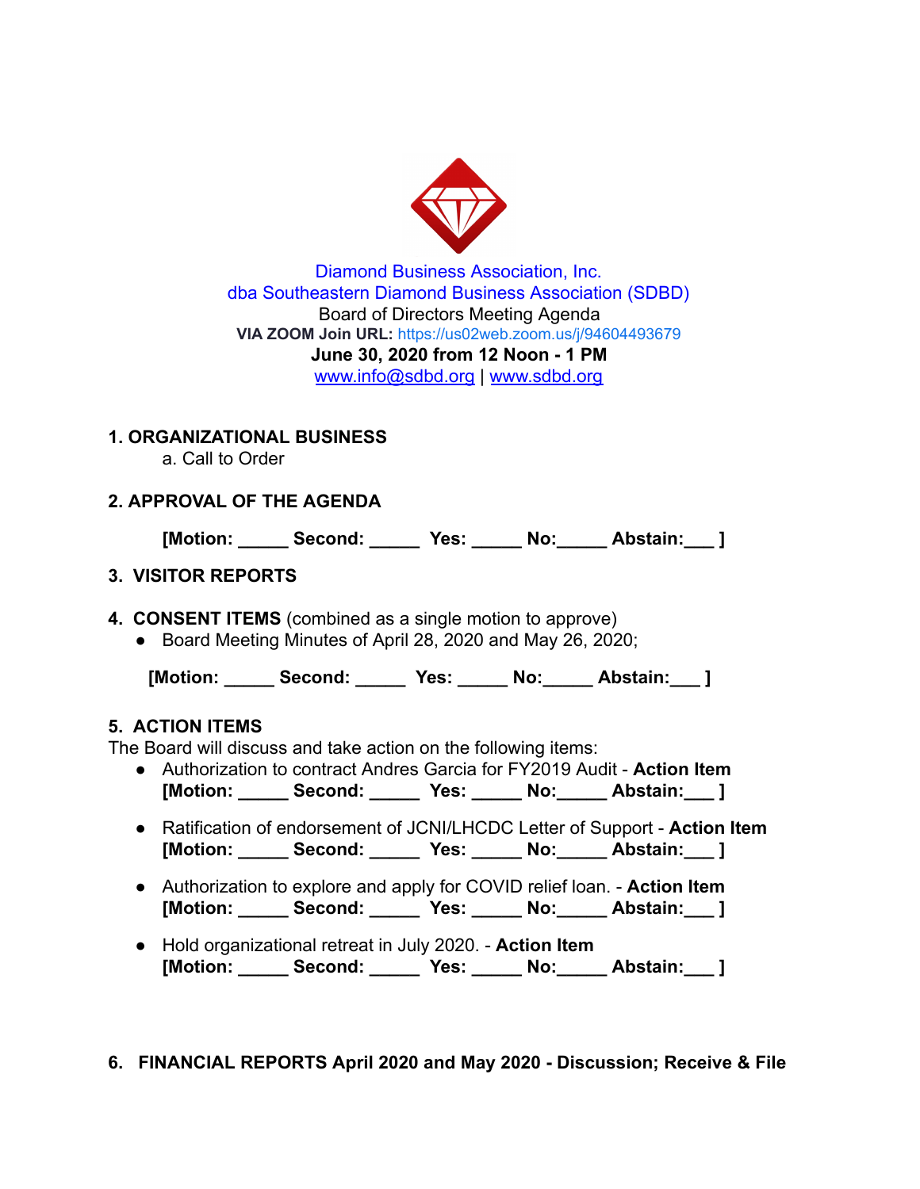Diamond Business Association, Inc.
dba Southeastern Diamond Business Association (SDBD)
Board of Directors Meeting Agenda
**VIA ZOOM Join URL:** https://us02web.zoom.us/j/94604493679
**June 30, 2020 from 12 Noon - 1 PM**
www.info@sdbd.org | www.sdbd.org

**1. ORGANIZATIONAL BUSINESS**

a. Call to Order

**2. APPROVAL OF THE AGENDA**

**[Motion: _____ Second: _____ Yes: _____ No:_____ Abstain:___ ]**

**3. VISITOR REPORTS**

**4. CONSENT ITEMS** (combined as a single motion to approve)

- Board Meeting Minutes of April 28, 2020 and May 26, 2020;

**[Motion: _____ Second: _____ Yes: _____ No:_____ Abstain:___ ]**

**5. ACTION ITEMS**

The Board will discuss and take action on the following items:

- Authorization to contract Andres Garcia for FY2019 Audit - **Action Item**
  **[Motion: _____ Second: _____ Yes: _____ No:_____ Abstain:___ ]**
- Ratification of endorsement of JCNI/LHCDC Letter of Support - **Action Item**
  **[Motion: _____ Second: _____ Yes: _____ No:_____ Abstain:___ ]**
- Authorization to explore and apply for COVID relief loan. - **Action Item**
  **[Motion: _____ Second: _____ Yes: _____ No:_____ Abstain:___ ]**
- Hold organizational retreat in July 2020. - **Action Item**
  **[Motion: _____ Second: _____ Yes: _____ No:_____ Abstain:___ ]**

**6. FINANCIAL REPORTS April 2020 and May 2020 - Discussion; Receive & File**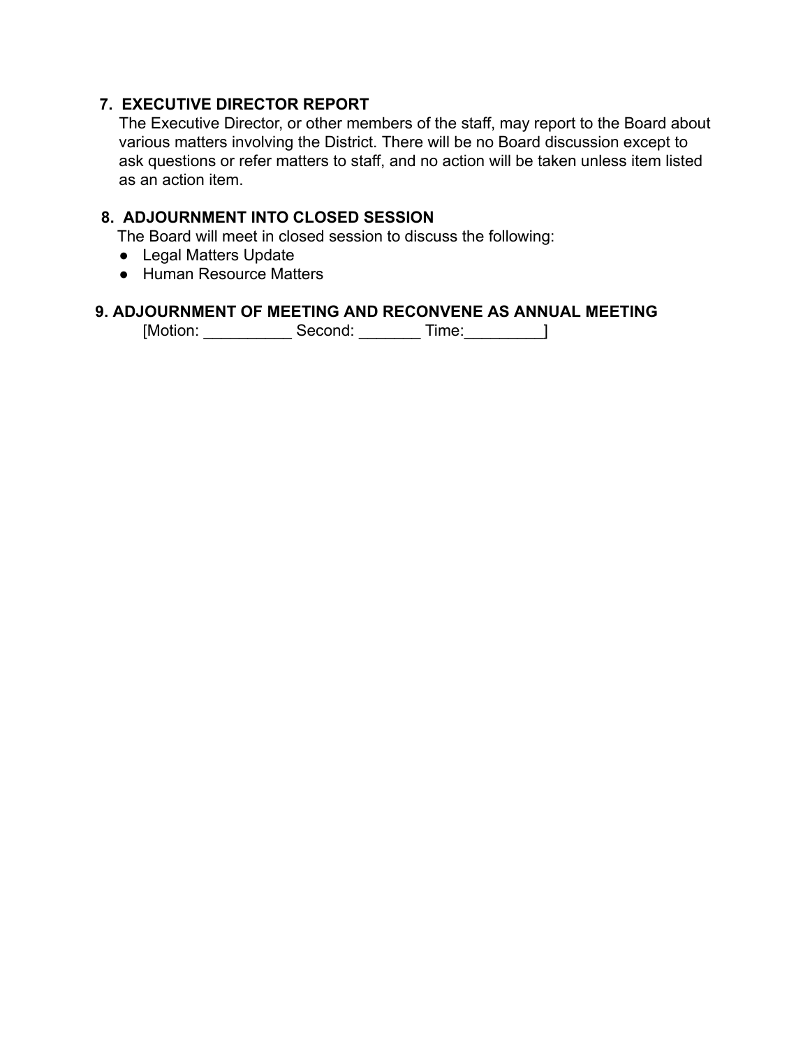**7. EXECUTIVE DIRECTOR REPORT**

The Executive Director, or other members of the staff, may report to the Board about various matters involving the District. There will be no Board discussion except to ask questions or refer matters to staff, and no action will be taken unless item listed as an action item.

**8. ADJOURNMENT INTO CLOSED SESSION**

The Board will meet in closed session to discuss the following:

- Legal Matters Update
- Human Resource Matters

**9. ADJOURNMENT OF MEETING AND RECONVENE AS ANNUAL MEETING**

[Motion: __________ Second: _______ Time:_________]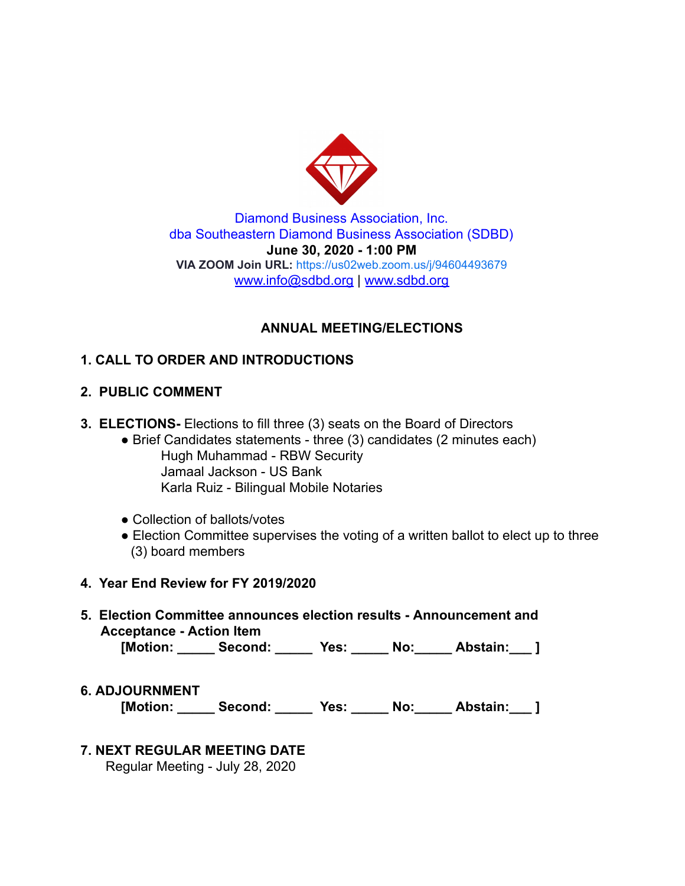Diamond Business Association, Inc.
dba Southeastern Diamond Business Association (SDBD)

**June 30, 2020 - 1:00 PM**

**VIA ZOOM Join URL:** https://us02web.zoom.us/j/94604493679

www.info@sdbd.org | www.sdbd.org

## ANNUAL MEETING/ELECTIONS

**1. CALL TO ORDER AND INTRODUCTIONS**

**2. PUBLIC COMMENT**

**3. ELECTIONS-** Elections to fill three (3) seats on the Board of Directors

- Brief Candidates statements - three (3) candidates (2 minutes each)
  - Hugh Muhammad - RBW Security
  - Jamaal Jackson - US Bank
  - Karla Ruiz - Bilingual Mobile Notaries
- Collection of ballots/votes
- Election Committee supervises the voting of a written ballot to elect up to three (3) board members

**4. Year End Review for FY 2019/2020**

**5. Election Committee announces election results - Announcement and Acceptance - Action Item**

**[Motion: _____ Second: _____ Yes: _____ No:_____ Abstain:___ ]**

**6. ADJOURNMENT**

**[Motion: _____ Second: _____ Yes: _____ No:_____ Abstain:___ ]**

**7. NEXT REGULAR MEETING DATE**

Regular Meeting - July 28, 2020